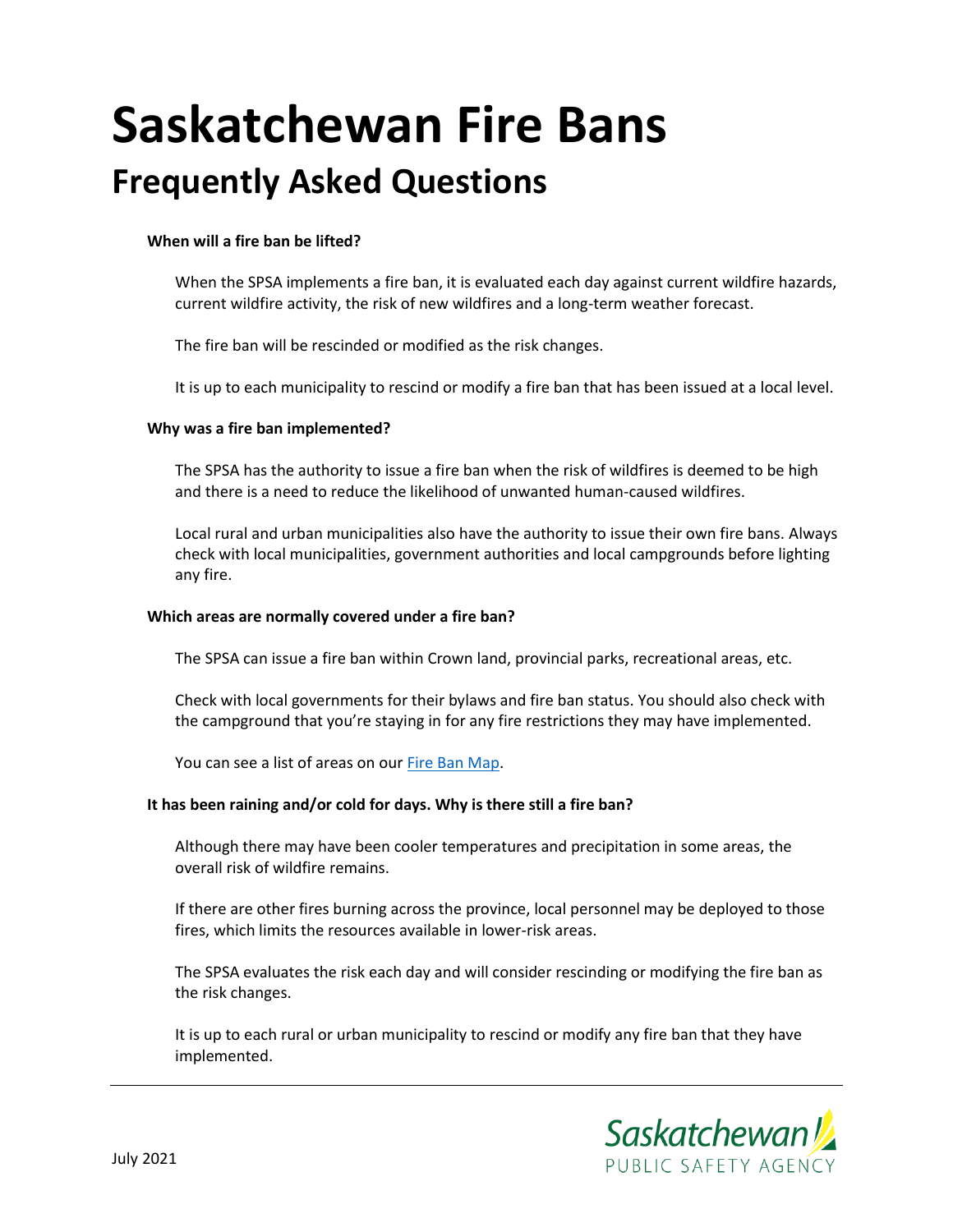# Saskatchewan Fire Bans

## Frequently Asked Questions

**When will a fire ban be lifted?**

When the SPSA implements a fire ban, it is evaluated each day against current wildfire hazards, current wildfire activity, the risk of new wildfires and a long-term weather forecast.

The fire ban will be rescinded or modified as the risk changes.

It is up to each municipality to rescind or modify a fire ban that has been issued at a local level.

**Why was a fire ban implemented?**

The SPSA has the authority to issue a fire ban when the risk of wildfires is deemed to be high and there is a need to reduce the likelihood of unwanted human-caused wildfires.

Local rural and urban municipalities also have the authority to issue their own fire bans. Always check with local municipalities, government authorities and local campgrounds before lighting any fire.

**Which areas are normally covered under a fire ban?**

The SPSA can issue a fire ban within Crown land, provincial parks, recreational areas, etc.

Check with local governments for their bylaws and fire ban status. You should also check with the campground that you're staying in for any fire restrictions they may have implemented.

You can see a list of areas on our [Fire Ban Map](#).

**It has been raining and/or cold for days. Why is there still a fire ban?**

Although there may have been cooler temperatures and precipitation in some areas, the overall risk of wildfire remains.

If there are other fires burning across the province, local personnel may be deployed to those fires, which limits the resources available in lower-risk areas.

The SPSA evaluates the risk each day and will consider rescinding or modifying the fire ban as the risk changes.

It is up to each rural or urban municipality to rescind or modify any fire ban that they have implemented.

July 2021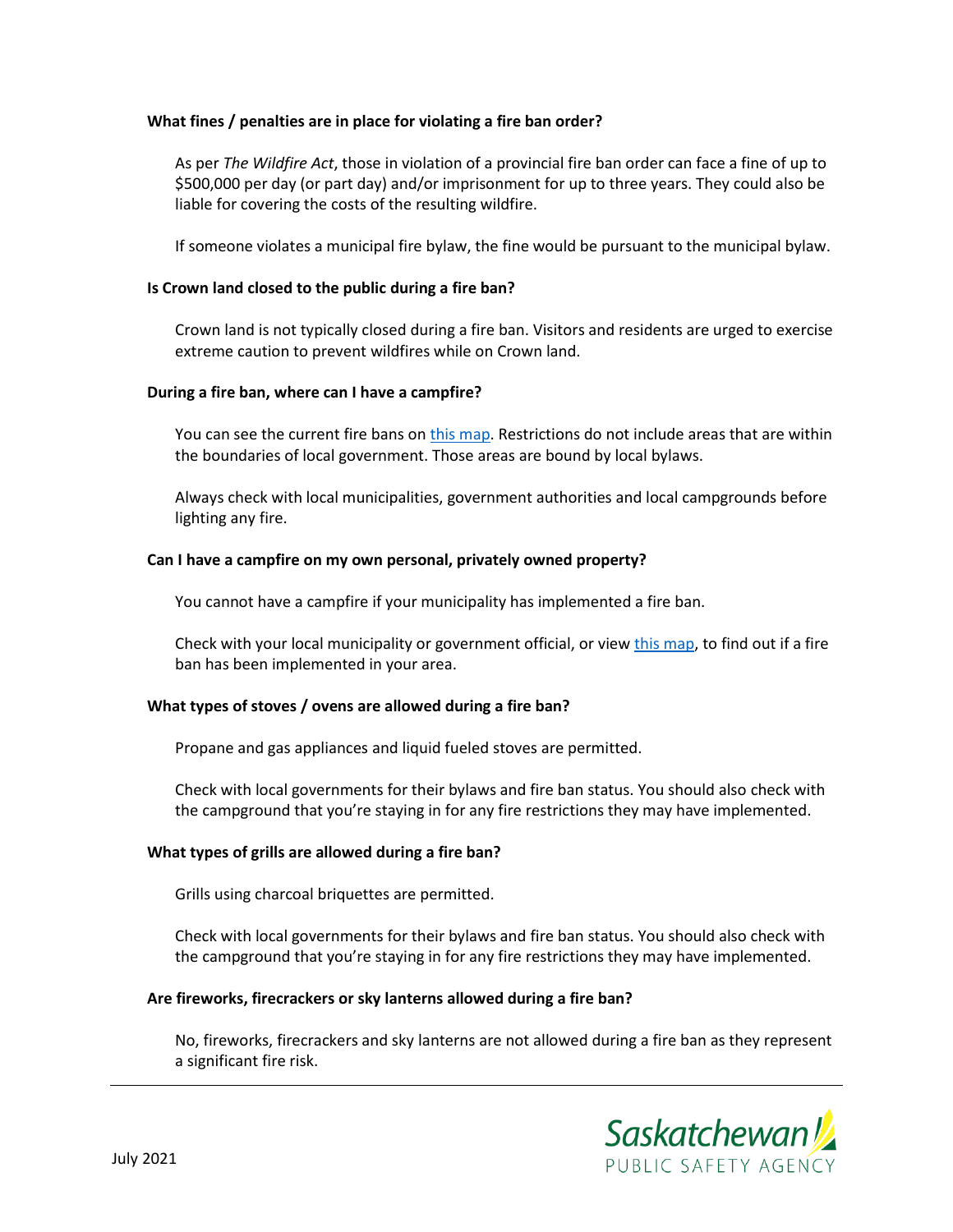**What fines / penalties are in place for violating a fire ban order?**

As per *The Wildfire Act*, those in violation of a provincial fire ban order can face a fine of up to $500,000 per day (or part day) and/or imprisonment for up to three years. They could also be liable for covering the costs of the resulting wildfire.

If someone violates a municipal fire bylaw, the fine would be pursuant to the municipal bylaw.

**Is Crown land closed to the public during a fire ban?**

Crown land is not typically closed during a fire ban. Visitors and residents are urged to exercise extreme caution to prevent wildfires while on Crown land.

**During a fire ban, where can I have a campfire?**

You can see the current fire bans on this map. Restrictions do not include areas that are within the boundaries of local government. Those areas are bound by local bylaws.

Always check with local municipalities, government authorities and local campgrounds before lighting any fire.

**Can I have a campfire on my own personal, privately owned property?**

You cannot have a campfire if your municipality has implemented a fire ban.

Check with your local municipality or government official, or view this map, to find out if a fire ban has been implemented in your area.

**What types of stoves / ovens are allowed during a fire ban?**

Propane and gas appliances and liquid fueled stoves are permitted.

Check with local governments for their bylaws and fire ban status. You should also check with the campground that you're staying in for any fire restrictions they may have implemented.

**What types of grills are allowed during a fire ban?**

Grills using charcoal briquettes are permitted.

Check with local governments for their bylaws and fire ban status. You should also check with the campground that you're staying in for any fire restrictions they may have implemented.

**Are fireworks, firecrackers or sky lanterns allowed during a fire ban?**

No, fireworks, firecrackers and sky lanterns are not allowed during a fire ban as they represent a significant fire risk.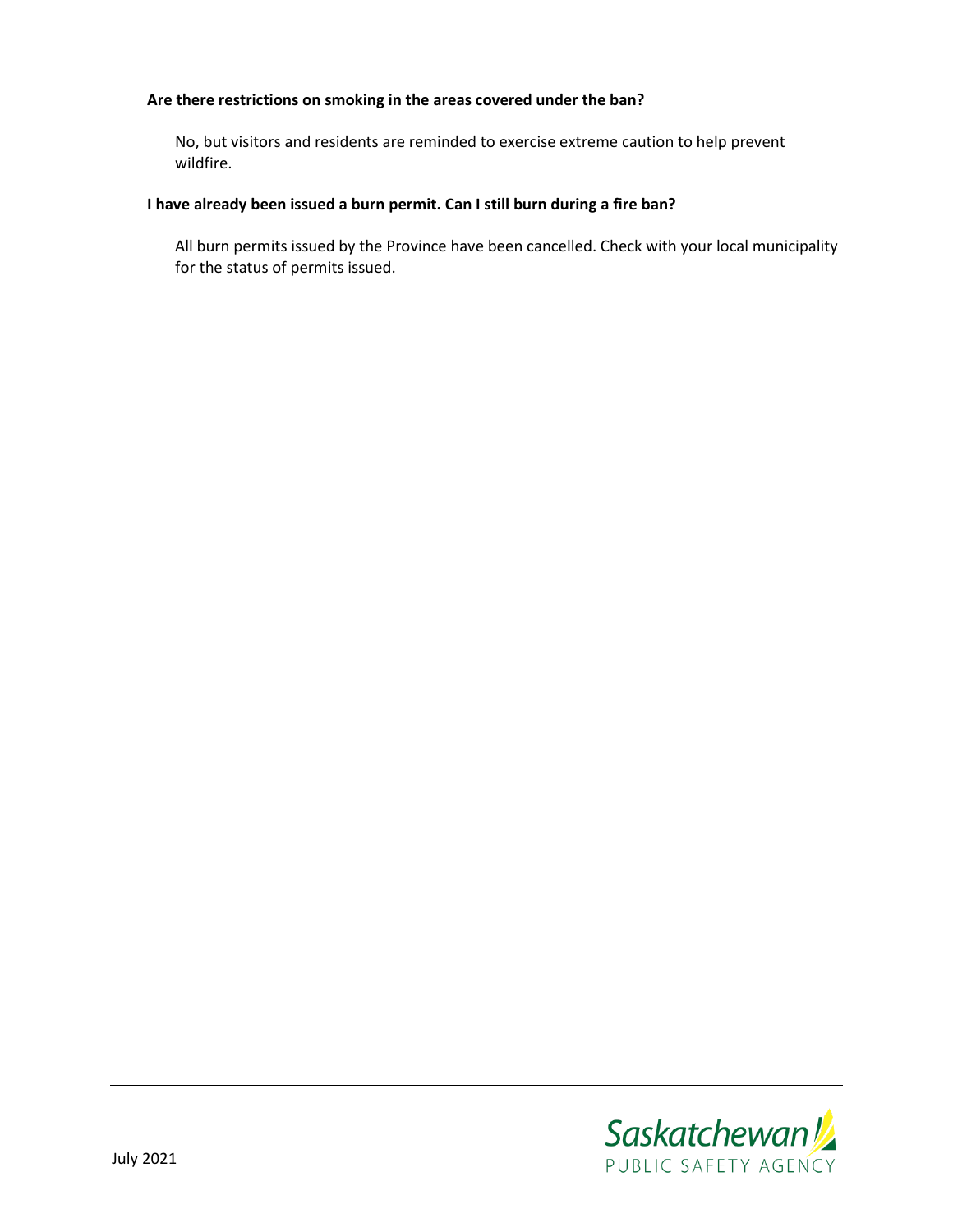**Are there restrictions on smoking in the areas covered under the ban?**

No, but visitors and residents are reminded to exercise extreme caution to help prevent wildfire.

**I have already been issued a burn permit. Can I still burn during a fire ban?**

All burn permits issued by the Province have been cancelled. Check with your local municipality for the status of permits issued.

July 2021